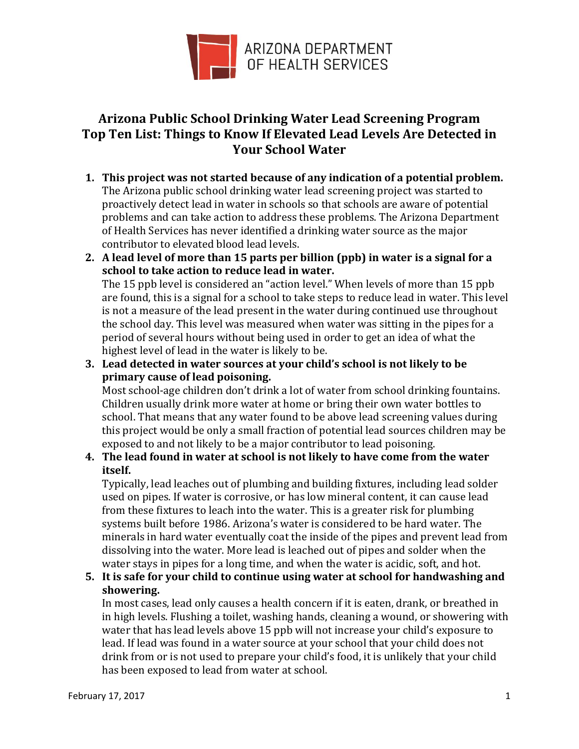ARIZONA DEPARTMENT OF HEALTH SERVICES

# Arizona Public School Drinking Water Lead Screening Program
# Top Ten List: Things to Know If Elevated Lead Levels Are Detected in Your School Water

1. **This project was not started because of any indication of a potential problem.**
   The Arizona public school drinking water lead screening project was started to proactively detect lead in water in schools so that schools are aware of potential problems and can take action to address these problems. The Arizona Department of Health Services has never identified a drinking water source as the major contributor to elevated blood lead levels.
2. **A lead level of more than 15 parts per billion (ppb) in water is a signal for a school to take action to reduce lead in water.**
   The 15 ppb level is considered an "action level." When levels of more than 15 ppb are found, this is a signal for a school to take steps to reduce lead in water. This level is not a measure of the lead present in the water during continued use throughout the school day. This level was measured when water was sitting in the pipes for a period of several hours without being used in order to get an idea of what the highest level of lead in the water is likely to be.
3. **Lead detected in water sources at your child's school is not likely to be primary cause of lead poisoning.**
   Most school-age children don't drink a lot of water from school drinking fountains. Children usually drink more water at home or bring their own water bottles to school. That means that any water found to be above lead screening values during this project would be only a small fraction of potential lead sources children may be exposed to and not likely to be a major contributor to lead poisoning.
4. **The lead found in water at school is not likely to have come from the water itself.**
   Typically, lead leaches out of plumbing and building fixtures, including lead solder used on pipes. If water is corrosive, or has low mineral content, it can cause lead from these fixtures to leach into the water. This is a greater risk for plumbing systems built before 1986. Arizona's water is considered to be hard water. The minerals in hard water eventually coat the inside of the pipes and prevent lead from dissolving into the water. More lead is leached out of pipes and solder when the water stays in pipes for a long time, and when the water is acidic, soft, and hot.
5. **It is safe for your child to continue using water at school for handwashing and showering.**
   In most cases, lead only causes a health concern if it is eaten, drank, or breathed in in high levels. Flushing a toilet, washing hands, cleaning a wound, or showering with water that has lead levels above 15 ppb will not increase your child's exposure to lead. If lead was found in a water source at your school that your child does not drink from or is not used to prepare your child's food, it is unlikely that your child has been exposed to lead from water at school.

February 17, 2017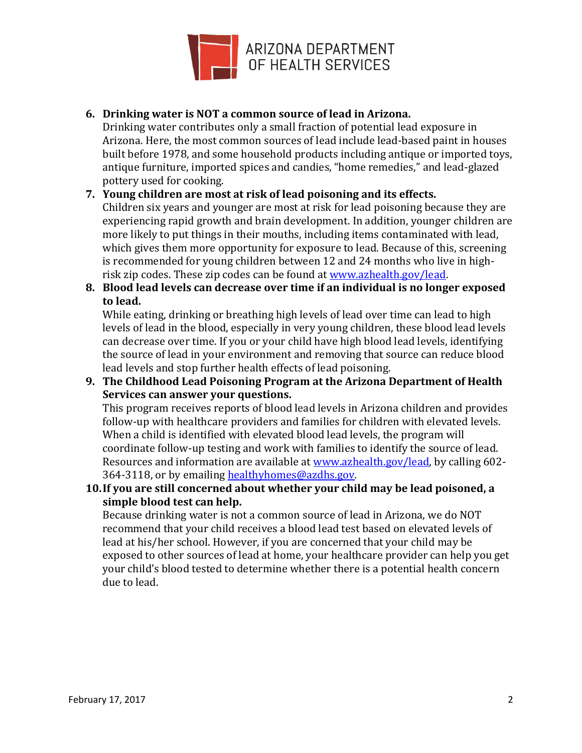6. **Drinking water is NOT a common source of lead in Arizona.**
   Drinking water contributes only a small fraction of potential lead exposure in Arizona. Here, the most common sources of lead include lead-based paint in houses built before 1978, and some household products including antique or imported toys, antique furniture, imported spices and candies, "home remedies," and lead-glazed pottery used for cooking.
7. **Young children are most at risk of lead poisoning and its effects.**
   Children six years and younger are most at risk for lead poisoning because they are experiencing rapid growth and brain development. In addition, younger children are more likely to put things in their mouths, including items contaminated with lead, which gives them more opportunity for exposure to lead. Because of this, screening is recommended for young children between 12 and 24 months who live in high-risk zip codes. These zip codes can be found at [www.azhealth.gov/lead](http://www.azhealth.gov/lead).
8. **Blood lead levels can decrease over time if an individual is no longer exposed to lead.**
   While eating, drinking or breathing high levels of lead over time can lead to high levels of lead in the blood, especially in very young children, these blood lead levels can decrease over time. If you or your child have high blood lead levels, identifying the source of lead in your environment and removing that source can reduce blood lead levels and stop further health effects of lead poisoning.
9. **The Childhood Lead Poisoning Program at the Arizona Department of Health Services can answer your questions.**
   This program receives reports of blood lead levels in Arizona children and provides follow-up with healthcare providers and families for children with elevated levels. When a child is identified with elevated blood lead levels, the program will coordinate follow-up testing and work with families to identify the source of lead. Resources and information are available at [www.azhealth.gov/lead](http://www.azhealth.gov/lead), by calling 602-364-3118, or by emailing [healthyhomes@azdhs.gov](mailto:healthyhomes@azdhs.gov).
10. **If you are still concerned about whether your child may be lead poisoned, a simple blood test can help.**
    Because drinking water is not a common source of lead in Arizona, we do NOT recommend that your child receives a blood lead test based on elevated levels of lead at his/her school. However, if you are concerned that your child may be exposed to other sources of lead at home, your healthcare provider can help you get your child's blood tested to determine whether there is a potential health concern due to lead.

February 17, 2017